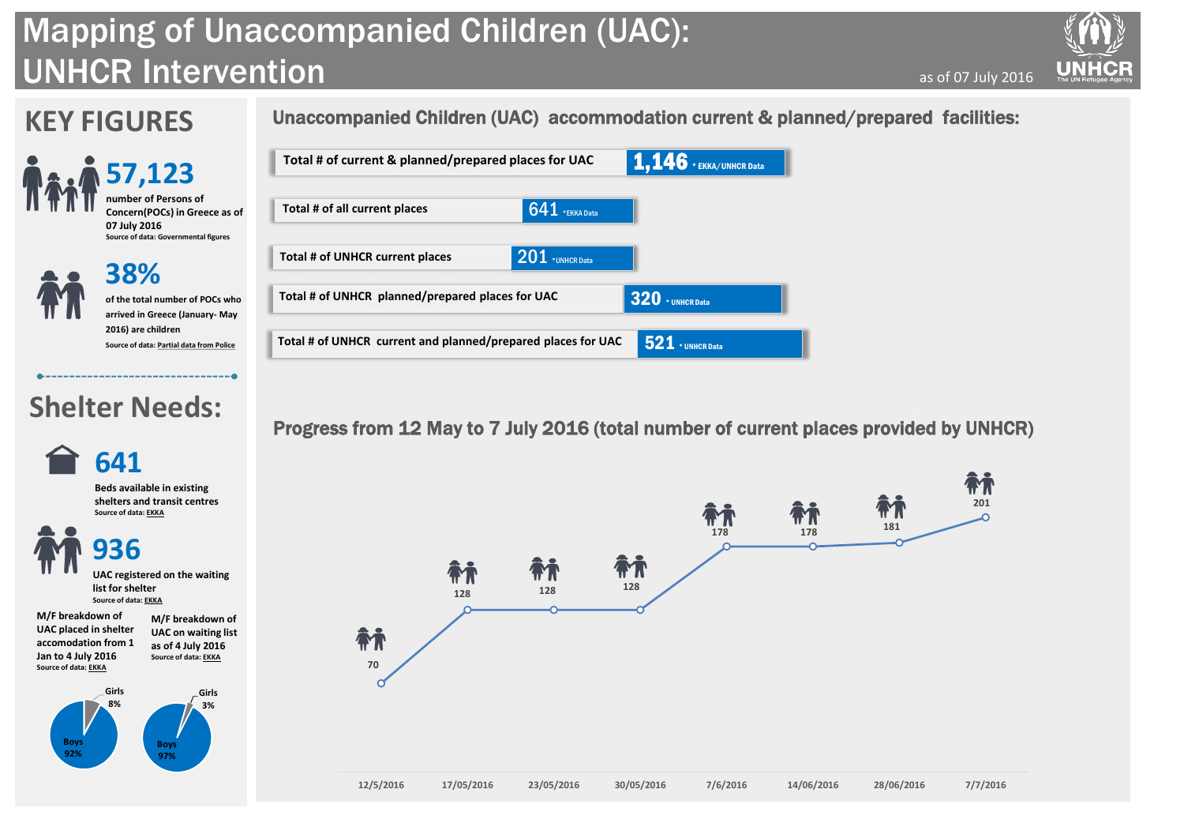# Mapping of Unaccompanied Children (UAC): UNHCR Intervention

as of 07 July 2016

## KEY FIGURES

**57,123**

number of Persons of Concern(POCs) in Greece as of 07 July 2016

Source of data: Governmental figures

**38%**

of the total number of POCs who arrived in Greece (January- May 2016) are children

Source of data: Partial data from Police

## Shelter Needs:

**641**

Beds available in existing shelters and transit centres

Source of data: EKKA

**936**

UAC registered on the waiting list for shelter

Source of data: EKKA

M/F breakdown of UAC placed in shelter accomodation from 1 Jan to 4 July 2016

Source of data: EKKA

- Boys 92%
- Girls 8%

M/F breakdown of UAC on waiting list as of 4 July 2016

Source of data: EKKA

- Boys 97%
- Girls 3%

## Unaccompanied Children (UAC) accommodation current & planned/prepared facilities:

| | | |
|---|---|---|
| Total # of current & planned/prepared places for UAC | 1,146 | * EKKA/UNHCR Data |
| Total # of all current places | 641 | *EKKA Data |
| Total # of UNHCR current places | 201 | *UNHCR Data |
| Total # of UNHCR planned/prepared places for UAC | 320 | * UNHCR Data |
| Total # of UNHCR current and planned/prepared places for UAC | 521 | * UNHCR Data |

## Progress from 12 May to 7 July 2016 (total number of current places provided by UNHCR)

| Date | Places |
|---|---|
| 12/5/2016 | 70 |
| 17/05/2016 | 128 |
| 23/05/2016 | 128 |
| 30/05/2016 | 128 |
| 7/6/2016 | 178 |
| 14/06/2016 | 178 |
| 28/06/2016 | 181 |
| 7/7/2016 | 201 |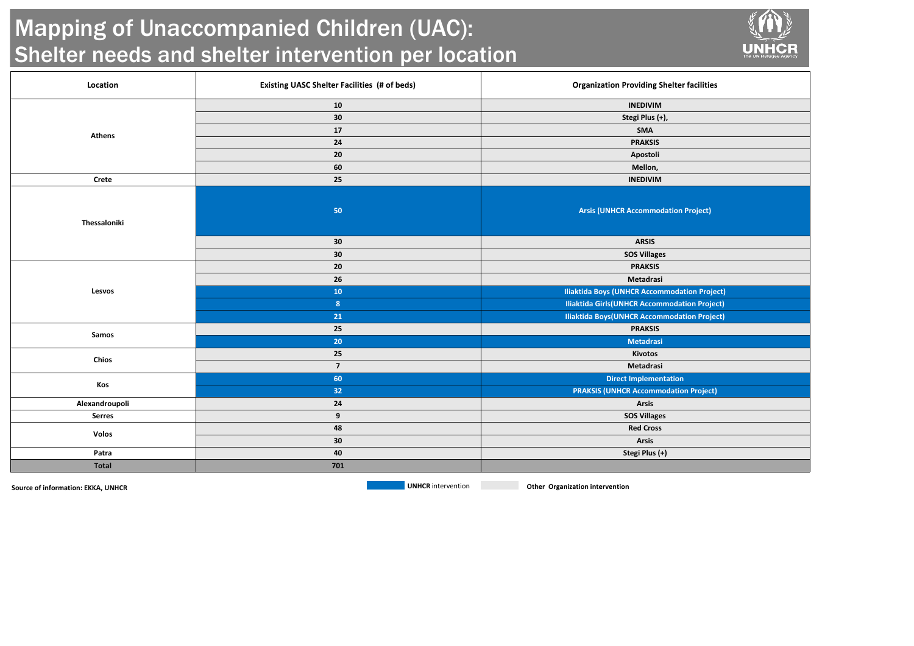# Mapping of Unaccompanied Children (UAC): Shelter needs and shelter intervention per location

| Location | Existing UASC Shelter Facilities (# of beds) | Organization Providing Shelter facilities |
|---|---|---|
| Athens | 10 | INEDIVIM |
| | 30 | Stegi Plus (+), |
| | 17 | SMA |
| | 24 | PRAKSIS |
| | 20 | Apostoli |
| | 60 | Mellon, |
| Crete | 25 | INEDIVIM |
| Thessaloniki | 50 | Arsis (UNHCR Accommodation Project) |
| | 30 | ARSIS |
| | 30 | SOS Villages |
| Lesvos | 20 | PRAKSIS |
| | 26 | Metadrasi |
| | 10 | Iliaktida Boys (UNHCR Accommodation Project) |
| | 8 | Iliaktida Girls(UNHCR Accommodation Project) |
| | 21 | Iliaktida Boys(UNHCR Accommodation Project) |
| Samos | 25 | PRAKSIS |
| | 20 | Metadrasi |
| Chios | 25 | Kivotos |
| | 7 | Metadrasi |
| Kos | 60 | Direct Implementation |
| | 32 | PRAKSIS (UNHCR Accommodation Project) |
| Alexandroupoli | 24 | Arsis |
| Serres | 9 | SOS Villages |
| Volos | 48 | Red Cross |
| | 30 | Arsis |
| Patra | 40 | Stegi Plus (+) |
| **Total** | **701** | |

**Source of information: EKKA, UNHCR**

**UNHCR** intervention — **Other Organization intervention**